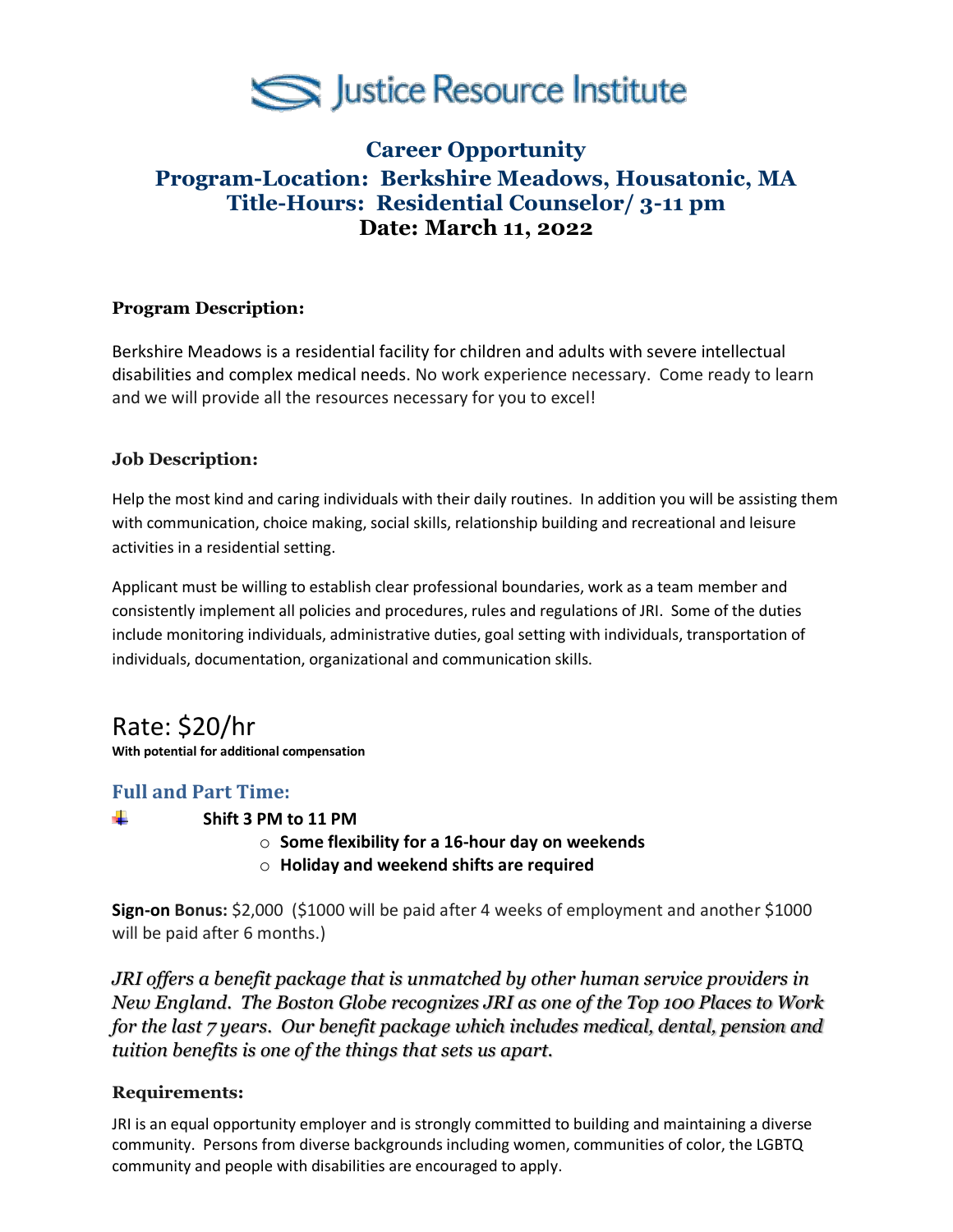# Justice Resource Institute

## Career Opportunity
## Program-Location: Berkshire Meadows, Housatonic, MA
## Title-Hours: Residential Counselor/ 3-11 pm
## Date: March 11, 2022

### Program Description:

Berkshire Meadows is a residential facility for children and adults with severe intellectual disabilities and complex medical needs. No work experience necessary. Come ready to learn and we will provide all the resources necessary for you to excel!

### Job Description:

Help the most kind and caring individuals with their daily routines. In addition you will be assisting them with communication, choice making, social skills, relationship building and recreational and leisure activities in a residential setting.

Applicant must be willing to establish clear professional boundaries, work as a team member and consistently implement all policies and procedures, rules and regulations of JRI. Some of the duties include monitoring individuals, administrative duties, goal setting with individuals, transportation of individuals, documentation, organizational and communication skills.

Rate: $20/hr

**With potential for additional compensation**

### Full and Part Time:

- **Shift 3 PM to 11 PM**
  - **Some flexibility for a 16-hour day on weekends**
  - **Holiday and weekend shifts are required**

**Sign-on Bonus:** $2,000 ($1000 will be paid after 4 weeks of employment and another $1000 will be paid after 6 months.)

*JRI offers a benefit package that is unmatched by other human service providers in New England. The Boston Globe recognizes JRI as one of the Top 100 Places to Work for the last 7 years. Our benefit package which includes medical, dental, pension and tuition benefits is one of the things that sets us apart.*

### Requirements:

JRI is an equal opportunity employer and is strongly committed to building and maintaining a diverse community. Persons from diverse backgrounds including women, communities of color, the LGBTQ community and people with disabilities are encouraged to apply.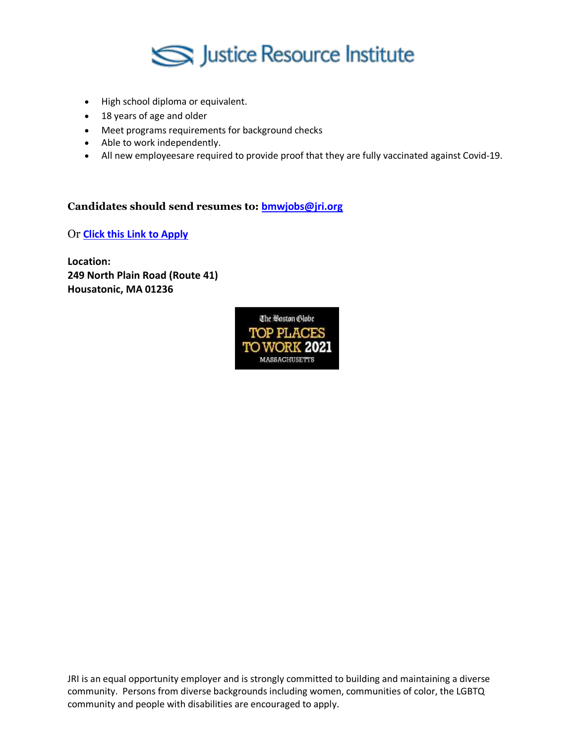- High school diploma or equivalent.
- 18 years of age and older
- Meet programs requirements for background checks
- Able to work independently.
- All new employeesare required to provide proof that they are fully vaccinated against Covid-19.

**Candidates should send resumes to: bmwjobs@jri.org**

Or **Click this Link to Apply**

**Location:**
**249 North Plain Road (Route 41)**
**Housatonic, MA 01236**

The Boston Globe
TOP PLACES TO WORK 2021
MASSACHUSETTS

JRI is an equal opportunity employer and is strongly committed to building and maintaining a diverse community. Persons from diverse backgrounds including women, communities of color, the LGBTQ community and people with disabilities are encouraged to apply.